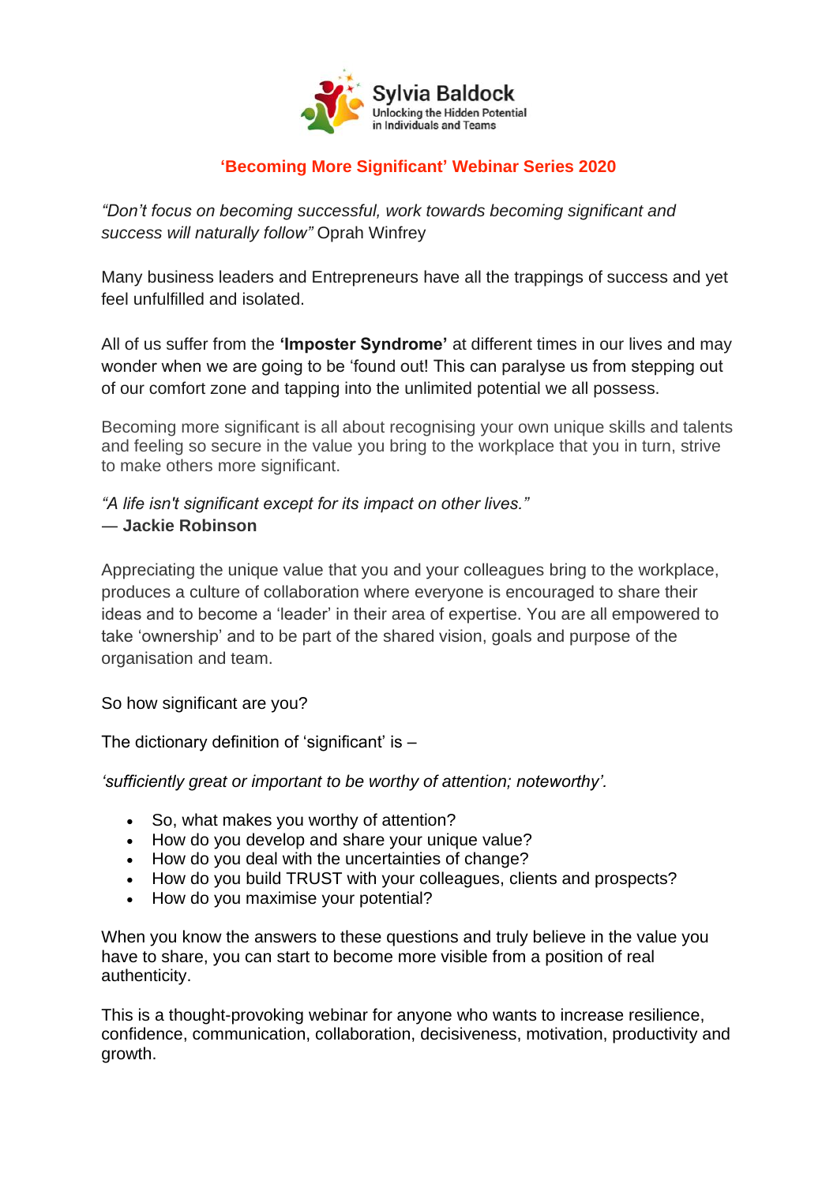**Sylvia Baldock**
Unlocking the Hidden Potential in Individuals and Teams

## 'Becoming More Significant' Webinar Series 2020

*"Don't focus on becoming successful, work towards becoming significant and success will naturally follow"* Oprah Winfrey

Many business leaders and Entrepreneurs have all the trappings of success and yet feel unfulfilled and isolated.

All of us suffer from the **'Imposter Syndrome'** at different times in our lives and may wonder when we are going to be 'found out! This can paralyse us from stepping out of our comfort zone and tapping into the unlimited potential we all possess.

Becoming more significant is all about recognising your own unique skills and talents and feeling so secure in the value you bring to the workplace that you in turn, strive to make others more significant.

*"A life isn't significant except for its impact on other lives."*
— **Jackie Robinson**

Appreciating the unique value that you and your colleagues bring to the workplace, produces a culture of collaboration where everyone is encouraged to share their ideas and to become a 'leader' in their area of expertise. You are all empowered to take 'ownership' and to be part of the shared vision, goals and purpose of the organisation and team.

So how significant are you?

The dictionary definition of 'significant' is –

*'sufficiently great or important to be worthy of attention; noteworthy'.*

- So, what makes you worthy of attention?
- How do you develop and share your unique value?
- How do you deal with the uncertainties of change?
- How do you build TRUST with your colleagues, clients and prospects?
- How do you maximise your potential?

When you know the answers to these questions and truly believe in the value you have to share, you can start to become more visible from a position of real authenticity.

This is a thought-provoking webinar for anyone who wants to increase resilience, confidence, communication, collaboration, decisiveness, motivation, productivity and growth.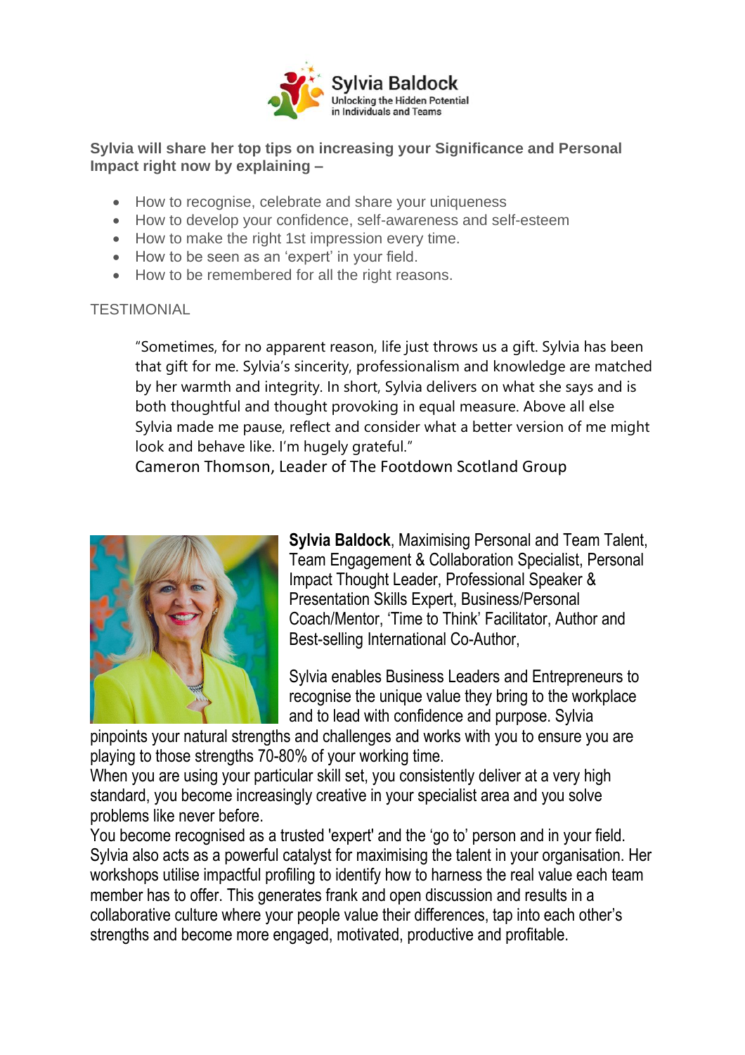Sylvia Baldock
Unlocking the Hidden Potential in Individuals and Teams

**Sylvia will share her top tips on increasing your Significance and Personal Impact right now by explaining –**

- How to recognise, celebrate and share your uniqueness
- How to develop your confidence, self-awareness and self-esteem
- How to make the right 1st impression every time.
- How to be seen as an 'expert' in your field.
- How to be remembered for all the right reasons.

TESTIMONIAL

> "Sometimes, for no apparent reason, life just throws us a gift. Sylvia has been that gift for me. Sylvia's sincerity, professionalism and knowledge are matched by her warmth and integrity. In short, Sylvia delivers on what she says and is both thoughtful and thought provoking in equal measure. Above all else Sylvia made me pause, reflect and consider what a better version of me might look and behave like. I'm hugely grateful."
>
> Cameron Thomson, Leader of The Footdown Scotland Group

**Sylvia Baldock**, Maximising Personal and Team Talent, Team Engagement & Collaboration Specialist, Personal Impact Thought Leader, Professional Speaker & Presentation Skills Expert, Business/Personal Coach/Mentor, 'Time to Think' Facilitator, Author and Best-selling International Co-Author,

Sylvia enables Business Leaders and Entrepreneurs to recognise the unique value they bring to the workplace and to lead with confidence and purpose. Sylvia pinpoints your natural strengths and challenges and works with you to ensure you are playing to those strengths 70-80% of your working time.

When you are using your particular skill set, you consistently deliver at a very high standard, you become increasingly creative in your specialist area and you solve problems like never before.

You become recognised as a trusted 'expert' and the 'go to' person and in your field. Sylvia also acts as a powerful catalyst for maximising the talent in your organisation. Her workshops utilise impactful profiling to identify how to harness the real value each team member has to offer. This generates frank and open discussion and results in a collaborative culture where your people value their differences, tap into each other's strengths and become more engaged, motivated, productive and profitable.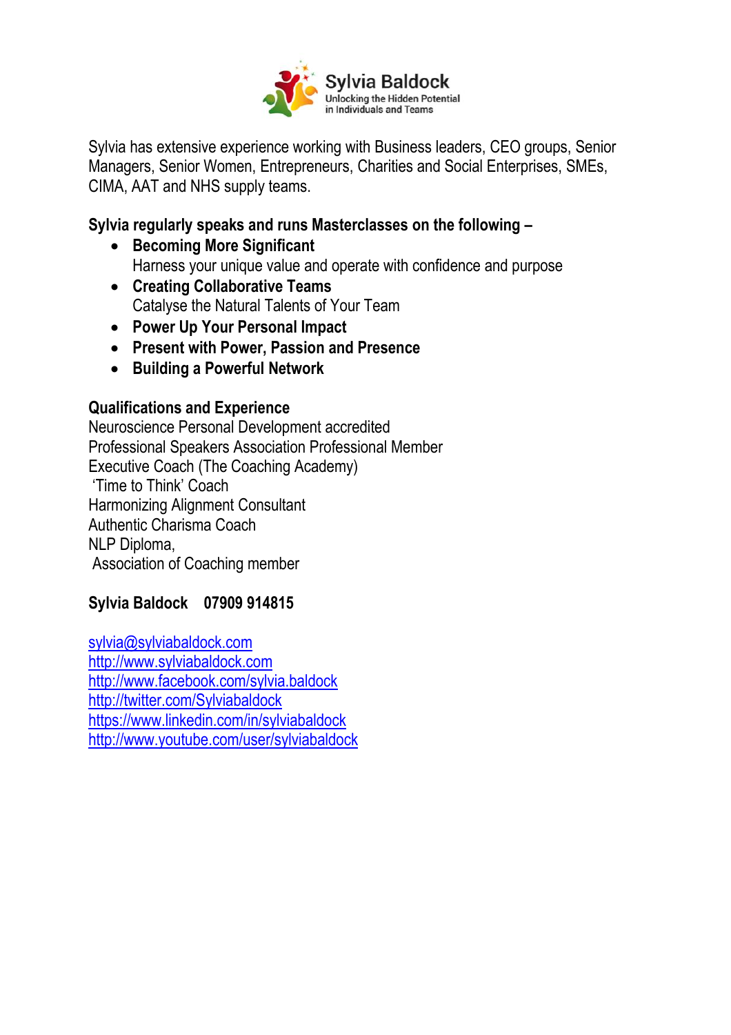Sylvia Baldock
Unlocking the Hidden Potential in Individuals and Teams

Sylvia has extensive experience working with Business leaders, CEO groups, Senior Managers, Senior Women, Entrepreneurs, Charities and Social Enterprises, SMEs, CIMA, AAT and NHS supply teams.

**Sylvia regularly speaks and runs Masterclasses on the following –**

- **Becoming More Significant**
  Harness your unique value and operate with confidence and purpose
- **Creating Collaborative Teams**
  Catalyse the Natural Talents of Your Team
- **Power Up Your Personal Impact**
- **Present with Power, Passion and Presence**
- **Building a Powerful Network**

**Qualifications and Experience**

Neuroscience Personal Development accredited
Professional Speakers Association Professional Member
Executive Coach (The Coaching Academy)
'Time to Think' Coach
Harmonizing Alignment Consultant
Authentic Charisma Coach
NLP Diploma,
Association of Coaching member

**Sylvia Baldock 07909 914815**

sylvia@sylviabaldock.com
http://www.sylviabaldock.com
http://www.facebook.com/sylvia.baldock
http://twitter.com/Sylviabaldock
https://www.linkedin.com/in/sylviabaldock
http://www.youtube.com/user/sylviabaldock